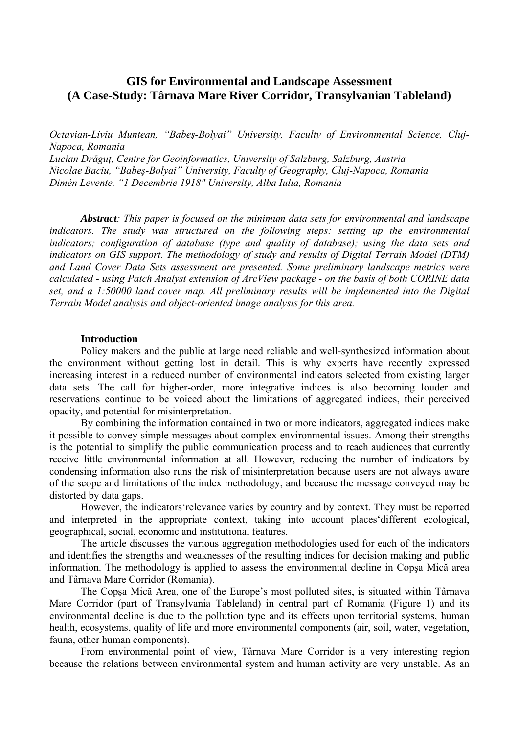# GIS for Environmental and Landscape Assessment (A Case-Study: Târnava Mare River Corridor, Transylvanian Tableland)

*Octavian-Liviu Muntean, "Babeş-Bolyai" University, Faculty of Environmental Science, Cluj-Napoca, Romania*
*Lucian Drăguţ, Centre for Geoinformatics, University of Salzburg, Salzburg, Austria*
*Nicolae Baciu, "Babeş-Bolyai" University, Faculty of Geography, Cluj-Napoca, Romania*
*Dimén Levente, "1 Decembrie 1918" University, Alba Iulia, Romania*

***Abstract**: This paper is focused on the minimum data sets for environmental and landscape indicators. The study was structured on the following steps: setting up the environmental indicators; configuration of database (type and quality of database); using the data sets and indicators on GIS support. The methodology of study and results of Digital Terrain Model (DTM) and Land Cover Data Sets assessment are presented. Some preliminary landscape metrics were calculated - using Patch Analyst extension of ArcView package - on the basis of both CORINE data set, and a 1:50000 land cover map. All preliminary results will be implemented into the Digital Terrain Model analysis and object-oriented image analysis for this area.*

## Introduction

Policy makers and the public at large need reliable and well-synthesized information about the environment without getting lost in detail. This is why experts have recently expressed increasing interest in a reduced number of environmental indicators selected from existing larger data sets. The call for higher-order, more integrative indices is also becoming louder and reservations continue to be voiced about the limitations of aggregated indices, their perceived opacity, and potential for misinterpretation.

By combining the information contained in two or more indicators, aggregated indices make it possible to convey simple messages about complex environmental issues. Among their strengths is the potential to simplify the public communication process and to reach audiences that currently receive little environmental information at all. However, reducing the number of indicators by condensing information also runs the risk of misinterpretation because users are not always aware of the scope and limitations of the index methodology, and because the message conveyed may be distorted by data gaps.

However, the indicators'relevance varies by country and by context. They must be reported and interpreted in the appropriate context, taking into account places'different ecological, geographical, social, economic and institutional features.

The article discusses the various aggregation methodologies used for each of the indicators and identifies the strengths and weaknesses of the resulting indices for decision making and public information. The methodology is applied to assess the environmental decline in Copşa Mică area and Târnava Mare Corridor (Romania).

The Copşa Mică Area, one of the Europe's most polluted sites, is situated within Târnava Mare Corridor (part of Transylvania Tableland) in central part of Romania (Figure 1) and its environmental decline is due to the pollution type and its effects upon territorial systems, human health, ecosystems, quality of life and more environmental components (air, soil, water, vegetation, fauna, other human components).

From environmental point of view, Târnava Mare Corridor is a very interesting region because the relations between environmental system and human activity are very unstable. As an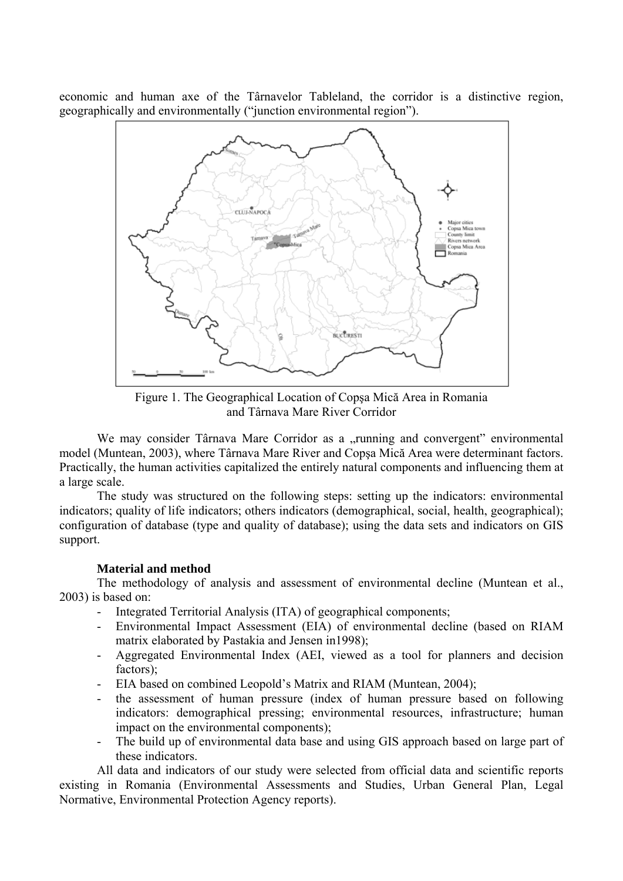economic and human axe of the Târnavelor Tableland, the corridor is a distinctive region, geographically and environmentally ("junction environmental region").

Figure 1. The Geographical Location of Copşa Mică Area in Romania and Târnava Mare River Corridor

We may consider Târnava Mare Corridor as a „running and convergent" environmental model (Muntean, 2003), where Târnava Mare River and Copşa Mică Area were determinant factors. Practically, the human activities capitalized the entirely natural components and influencing them at a large scale.

The study was structured on the following steps: setting up the indicators: environmental indicators; quality of life indicators; others indicators (demographical, social, health, geographical); configuration of database (type and quality of database); using the data sets and indicators on GIS support.

**Material and method**

The methodology of analysis and assessment of environmental decline (Muntean et al., 2003) is based on:

- Integrated Territorial Analysis (ITA) of geographical components;
- Environmental Impact Assessment (EIA) of environmental decline (based on RIAM matrix elaborated by Pastakia and Jensen in1998);
- Aggregated Environmental Index (AEI, viewed as a tool for planners and decision factors);
- EIA based on combined Leopold's Matrix and RIAM (Muntean, 2004);
- the assessment of human pressure (index of human pressure based on following indicators: demographical pressing; environmental resources, infrastructure; human impact on the environmental components);
- The build up of environmental data base and using GIS approach based on large part of these indicators.

All data and indicators of our study were selected from official data and scientific reports existing in Romania (Environmental Assessments and Studies, Urban General Plan, Legal Normative, Environmental Protection Agency reports).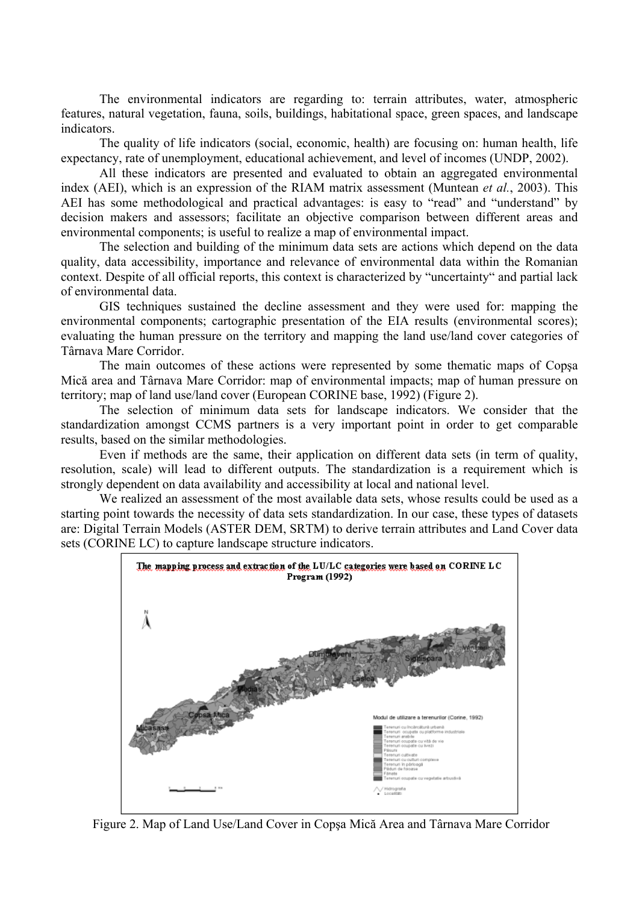The environmental indicators are regarding to: terrain attributes, water, atmospheric features, natural vegetation, fauna, soils, buildings, habitational space, green spaces, and landscape indicators.

The quality of life indicators (social, economic, health) are focusing on: human health, life expectancy, rate of unemployment, educational achievement, and level of incomes (UNDP, 2002).

All these indicators are presented and evaluated to obtain an aggregated environmental index (AEI), which is an expression of the RIAM matrix assessment (Muntean *et al.*, 2003). This AEI has some methodological and practical advantages: is easy to "read" and "understand" by decision makers and assessors; facilitate an objective comparison between different areas and environmental components; is useful to realize a map of environmental impact.

The selection and building of the minimum data sets are actions which depend on the data quality, data accessibility, importance and relevance of environmental data within the Romanian context. Despite of all official reports, this context is characterized by "uncertainty" and partial lack of environmental data.

GIS techniques sustained the decline assessment and they were used for: mapping the environmental components; cartographic presentation of the EIA results (environmental scores); evaluating the human pressure on the territory and mapping the land use/land cover categories of Târnava Mare Corridor.

The main outcomes of these actions were represented by some thematic maps of Copşa Mică area and Târnava Mare Corridor: map of environmental impacts; map of human pressure on territory; map of land use/land cover (European CORINE base, 1992) (Figure 2).

The selection of minimum data sets for landscape indicators. We consider that the standardization amongst CCMS partners is a very important point in order to get comparable results, based on the similar methodologies.

Even if methods are the same, their application on different data sets (in term of quality, resolution, scale) will lead to different outputs. The standardization is a requirement which is strongly dependent on data availability and accessibility at local and national level.

We realized an assessment of the most available data sets, whose results could be used as a starting point towards the necessity of data sets standardization. In our case, these types of datasets are: Digital Terrain Models (ASTER DEM, SRTM) to derive terrain attributes and Land Cover data sets (CORINE LC) to capture landscape structure indicators.

Figure 2. Map of Land Use/Land Cover in Copşa Mică Area and Târnava Mare Corridor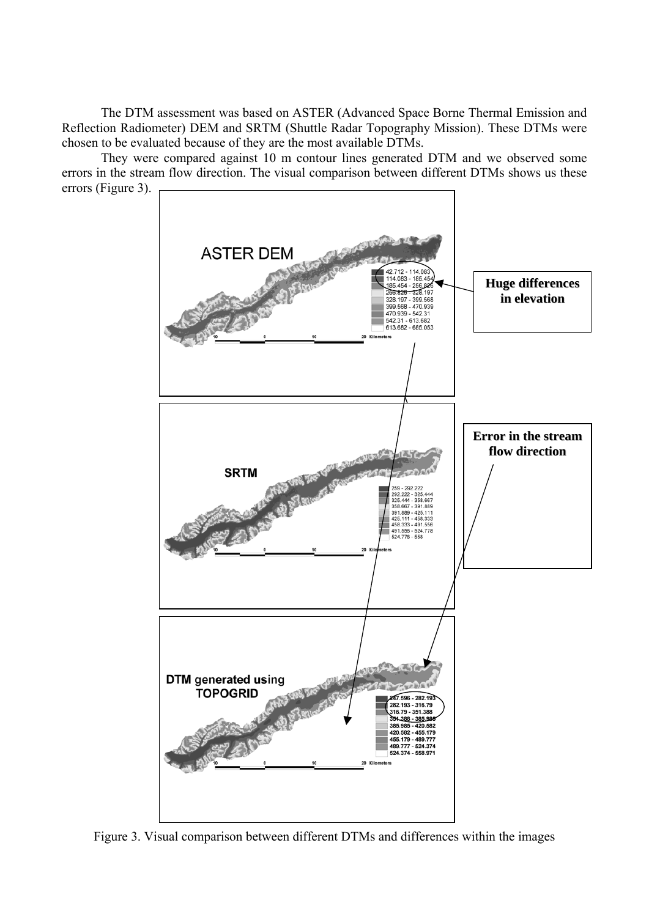The DTM assessment was based on ASTER (Advanced Space Borne Thermal Emission and Reflection Radiometer) DEM and SRTM (Shuttle Radar Topography Mission). These DTMs were chosen to be evaluated because of they are the most available DTMs.

They were compared against 10 m contour lines generated DTM and we observed some errors in the stream flow direction. The visual comparison between different DTMs shows us these errors (Figure 3).

Figure 3. Visual comparison between different DTMs and differences within the images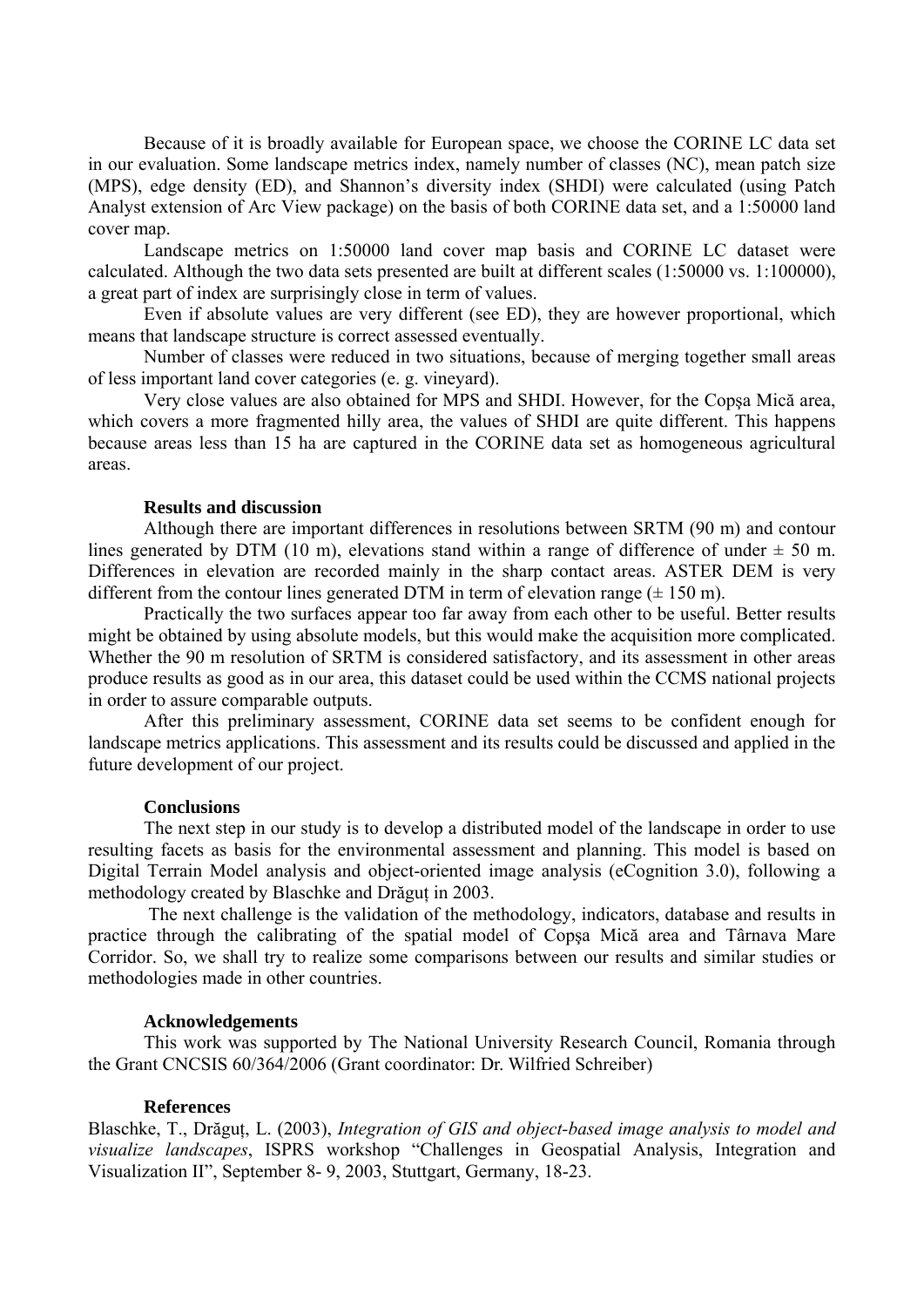Because of it is broadly available for European space, we choose the CORINE LC data set in our evaluation. Some landscape metrics index, namely number of classes (NC), mean patch size (MPS), edge density (ED), and Shannon's diversity index (SHDI) were calculated (using Patch Analyst extension of Arc View package) on the basis of both CORINE data set, and a 1:50000 land cover map.

Landscape metrics on 1:50000 land cover map basis and CORINE LC dataset were calculated. Although the two data sets presented are built at different scales (1:50000 vs. 1:100000), a great part of index are surprisingly close in term of values.

Even if absolute values are very different (see ED), they are however proportional, which means that landscape structure is correct assessed eventually.

Number of classes were reduced in two situations, because of merging together small areas of less important land cover categories (e. g. vineyard).

Very close values are also obtained for MPS and SHDI. However, for the Copşa Mică area, which covers a more fragmented hilly area, the values of SHDI are quite different. This happens because areas less than 15 ha are captured in the CORINE data set as homogeneous agricultural areas.

**Results and discussion**

Although there are important differences in resolutions between SRTM (90 m) and contour lines generated by DTM (10 m), elevations stand within a range of difference of under ± 50 m. Differences in elevation are recorded mainly in the sharp contact areas. ASTER DEM is very different from the contour lines generated DTM in term of elevation range (± 150 m).

Practically the two surfaces appear too far away from each other to be useful. Better results might be obtained by using absolute models, but this would make the acquisition more complicated. Whether the 90 m resolution of SRTM is considered satisfactory, and its assessment in other areas produce results as good as in our area, this dataset could be used within the CCMS national projects in order to assure comparable outputs.

After this preliminary assessment, CORINE data set seems to be confident enough for landscape metrics applications. This assessment and its results could be discussed and applied in the future development of our project.

**Conclusions**

The next step in our study is to develop a distributed model of the landscape in order to use resulting facets as basis for the environmental assessment and planning. This model is based on Digital Terrain Model analysis and object-oriented image analysis (eCognition 3.0), following a methodology created by Blaschke and Drăguţ in 2003.

The next challenge is the validation of the methodology, indicators, database and results in practice through the calibrating of the spatial model of Copşa Mică area and Târnava Mare Corridor. So, we shall try to realize some comparisons between our results and similar studies or methodologies made in other countries.

**Acknowledgements**

This work was supported by The National University Research Council, Romania through the Grant CNCSIS 60/364/2006 (Grant coordinator: Dr. Wilfried Schreiber)

**References**

Blaschke, T., Drăguţ, L. (2003), *Integration of GIS and object-based image analysis to model and visualize landscapes*, ISPRS workshop "Challenges in Geospatial Analysis, Integration and Visualization II", September 8- 9, 2003, Stuttgart, Germany, 18-23.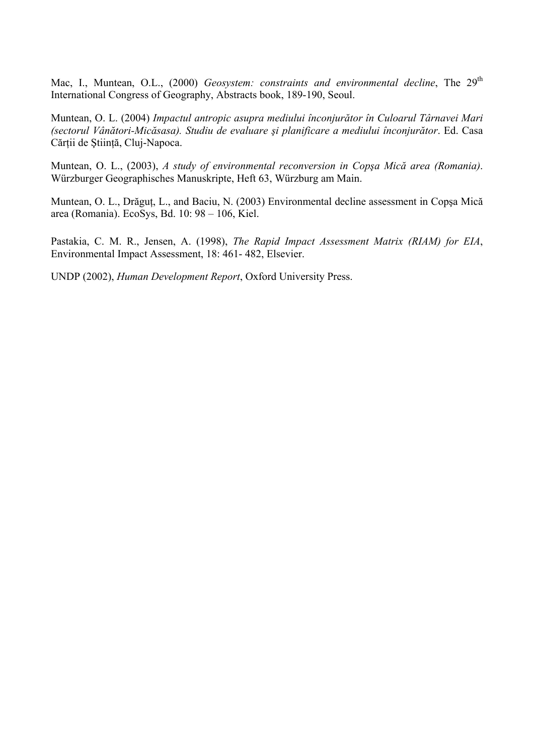Mac, I., Muntean, O.L., (2000) *Geosystem: constraints and environmental decline*, The 29$^{th}$ International Congress of Geography, Abstracts book, 189-190, Seoul.

Muntean, O. L. (2004) *Impactul antropic asupra mediului înconjurător în Culoarul Târnavei Mari (sectorul Vânători-Micăsasa). Studiu de evaluare şi planificare a mediului înconjurător*. Ed. Casa Cărţii de Ştiinţă, Cluj-Napoca.

Muntean, O. L., (2003), *A study of environmental reconversion in Copşa Mică area (Romania)*. Würzburger Geographisches Manuskripte, Heft 63, Würzburg am Main.

Muntean, O. L., Drăguţ, L., and Baciu, N. (2003) Environmental decline assessment in Copşa Mică area (Romania). EcoSys, Bd. 10: 98 – 106, Kiel.

Pastakia, C. M. R., Jensen, A. (1998), *The Rapid Impact Assessment Matrix (RIAM) for EIA*, Environmental Impact Assessment, 18: 461- 482, Elsevier.

UNDP (2002), *Human Development Report*, Oxford University Press.